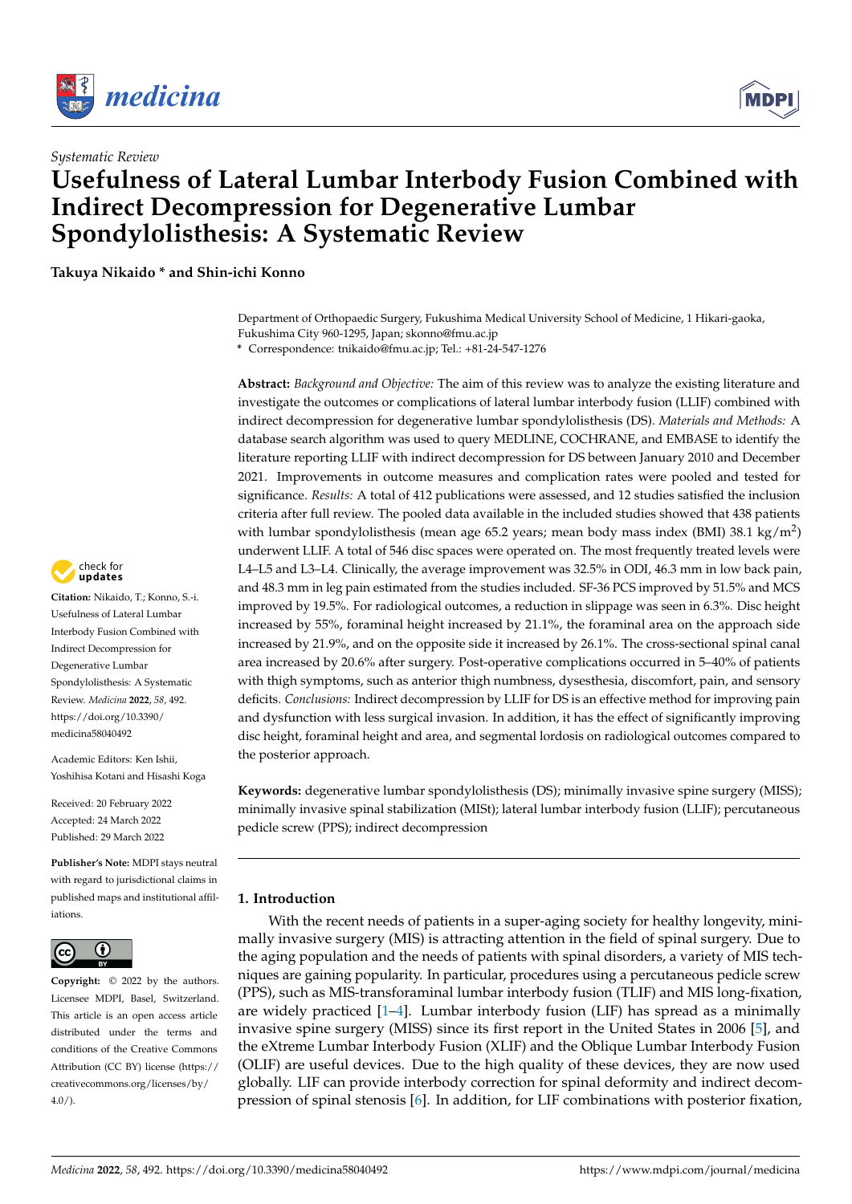*Systematic Review*

# Usefulness of Lateral Lumbar Interbody Fusion Combined with Indirect Decompression for Degenerative Lumbar Spondylolisthesis: A Systematic Review

**Takuya Nikaido * and Shin-ichi Konno**

Department of Orthopaedic Surgery, Fukushima Medical University School of Medicine, 1 Hikari-gaoka, Fukushima City 960-1295, Japan; skonno@fmu.ac.jp

\* Correspondence: tnikaido@fmu.ac.jp; Tel.: +81-24-547-1276

**Abstract:** *Background and Objective:* The aim of this review was to analyze the existing literature and investigate the outcomes or complications of lateral lumbar interbody fusion (LLIF) combined with indirect decompression for degenerative lumbar spondylolisthesis (DS). *Materials and Methods:* A database search algorithm was used to query MEDLINE, COCHRANE, and EMBASE to identify the literature reporting LLIF with indirect decompression for DS between January 2010 and December 2021. Improvements in outcome measures and complication rates were pooled and tested for significance. *Results:* A total of 412 publications were assessed, and 12 studies satisfied the inclusion criteria after full review. The pooled data available in the included studies showed that 438 patients with lumbar spondylolisthesis (mean age 65.2 years; mean body mass index (BMI) 38.1 kg/m$^2$) underwent LLIF. A total of 546 disc spaces were operated on. The most frequently treated levels were L4–L5 and L3–L4. Clinically, the average improvement was 32.5% in ODI, 46.3 mm in low back pain, and 48.3 mm in leg pain estimated from the studies included. SF-36 PCS improved by 51.5% and MCS improved by 19.5%. For radiological outcomes, a reduction in slippage was seen in 6.3%. Disc height increased by 55%, foraminal height increased by 21.1%, the foraminal area on the approach side increased by 21.9%, and on the opposite side it increased by 26.1%. The cross-sectional spinal canal area increased by 20.6% after surgery. Post-operative complications occurred in 5–40% of patients with thigh symptoms, such as anterior thigh numbness, dysesthesia, discomfort, pain, and sensory deficits. *Conclusions:* Indirect decompression by LLIF for DS is an effective method for improving pain and dysfunction with less surgical invasion. In addition, it has the effect of significantly improving disc height, foraminal height and area, and segmental lordosis on radiological outcomes compared to the posterior approach.

**Keywords:** degenerative lumbar spondylolisthesis (DS); minimally invasive spine surgery (MISS); minimally invasive spinal stabilization (MISt); lateral lumbar interbody fusion (LLIF); percutaneous pedicle screw (PPS); indirect decompression

**Citation:** Nikaido, T.; Konno, S.-i. Usefulness of Lateral Lumbar Interbody Fusion Combined with Indirect Decompression for Degenerative Lumbar Spondylolisthesis: A Systematic Review. *Medicina* **2022**, *58*, 492. https://doi.org/10.3390/medicina58040492

Academic Editors: Ken Ishii, Yoshihisa Kotani and Hisashi Koga

Received: 20 February 2022
Accepted: 24 March 2022
Published: 29 March 2022

**Publisher's Note:** MDPI stays neutral with regard to jurisdictional claims in published maps and institutional affiliations.

**Copyright:** © 2022 by the authors. Licensee MDPI, Basel, Switzerland. This article is an open access article distributed under the terms and conditions of the Creative Commons Attribution (CC BY) license (https://creativecommons.org/licenses/by/4.0/).

## 1. Introduction

With the recent needs of patients in a super-aging society for healthy longevity, minimally invasive surgery (MIS) is attracting attention in the field of spinal surgery. Due to the aging population and the needs of patients with spinal disorders, a variety of MIS techniques are gaining popularity. In particular, procedures using a percutaneous pedicle screw (PPS), such as MIS-transforaminal lumbar interbody fusion (TLIF) and MIS long-fixation, are widely practiced [1–4]. Lumbar interbody fusion (LIF) has spread as a minimally invasive spine surgery (MISS) since its first report in the United States in 2006 [5], and the eXtreme Lumbar Interbody Fusion (XLIF) and the Oblique Lumbar Interbody Fusion (OLIF) are useful devices. Due to the high quality of these devices, they are now used globally. LIF can provide interbody correction for spinal deformity and indirect decompression of spinal stenosis [6]. In addition, for LIF combinations with posterior fixation,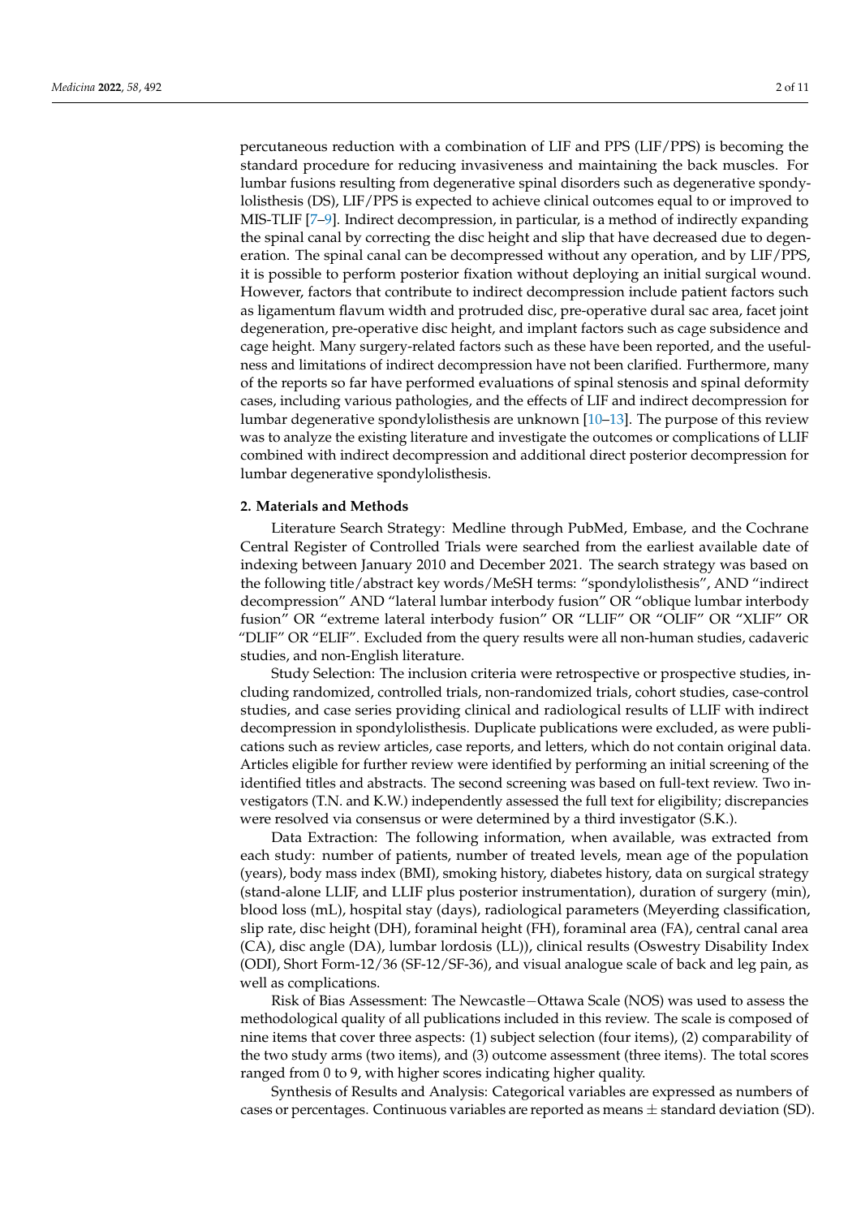percutaneous reduction with a combination of LIF and PPS (LIF/PPS) is becoming the standard procedure for reducing invasiveness and maintaining the back muscles. For lumbar fusions resulting from degenerative spinal disorders such as degenerative spondylolisthesis (DS), LIF/PPS is expected to achieve clinical outcomes equal to or improved to MIS-TLIF [7–9]. Indirect decompression, in particular, is a method of indirectly expanding the spinal canal by correcting the disc height and slip that have decreased due to degeneration. The spinal canal can be decompressed without any operation, and by LIF/PPS, it is possible to perform posterior fixation without deploying an initial surgical wound. However, factors that contribute to indirect decompression include patient factors such as ligamentum flavum width and protruded disc, pre-operative dural sac area, facet joint degeneration, pre-operative disc height, and implant factors such as cage subsidence and cage height. Many surgery-related factors such as these have been reported, and the usefulness and limitations of indirect decompression have not been clarified. Furthermore, many of the reports so far have performed evaluations of spinal stenosis and spinal deformity cases, including various pathologies, and the effects of LIF and indirect decompression for lumbar degenerative spondylolisthesis are unknown [10–13]. The purpose of this review was to analyze the existing literature and investigate the outcomes or complications of LLIF combined with indirect decompression and additional direct posterior decompression for lumbar degenerative spondylolisthesis.

## 2. Materials and Methods

Literature Search Strategy: Medline through PubMed, Embase, and the Cochrane Central Register of Controlled Trials were searched from the earliest available date of indexing between January 2010 and December 2021. The search strategy was based on the following title/abstract key words/MeSH terms: "spondylolisthesis", AND "indirect decompression" AND "lateral lumbar interbody fusion" OR "oblique lumbar interbody fusion" OR "extreme lateral interbody fusion" OR "LLIF" OR "OLIF" OR "XLIF" OR "DLIF" OR "ELIF". Excluded from the query results were all non-human studies, cadaveric studies, and non-English literature.

Study Selection: The inclusion criteria were retrospective or prospective studies, including randomized, controlled trials, non-randomized trials, cohort studies, case-control studies, and case series providing clinical and radiological results of LLIF with indirect decompression in spondylolisthesis. Duplicate publications were excluded, as were publications such as review articles, case reports, and letters, which do not contain original data. Articles eligible for further review were identified by performing an initial screening of the identified titles and abstracts. The second screening was based on full-text review. Two investigators (T.N. and K.W.) independently assessed the full text for eligibility; discrepancies were resolved via consensus or were determined by a third investigator (S.K.).

Data Extraction: The following information, when available, was extracted from each study: number of patients, number of treated levels, mean age of the population (years), body mass index (BMI), smoking history, diabetes history, data on surgical strategy (stand-alone LLIF, and LLIF plus posterior instrumentation), duration of surgery (min), blood loss (mL), hospital stay (days), radiological parameters (Meyerding classification, slip rate, disc height (DH), foraminal height (FH), foraminal area (FA), central canal area (CA), disc angle (DA), lumbar lordosis (LL)), clinical results (Oswestry Disability Index (ODI), Short Form-12/36 (SF-12/SF-36), and visual analogue scale of back and leg pain, as well as complications.

Risk of Bias Assessment: The Newcastle−Ottawa Scale (NOS) was used to assess the methodological quality of all publications included in this review. The scale is composed of nine items that cover three aspects: (1) subject selection (four items), (2) comparability of the two study arms (two items), and (3) outcome assessment (three items). The total scores ranged from 0 to 9, with higher scores indicating higher quality.

Synthesis of Results and Analysis: Categorical variables are expressed as numbers of cases or percentages. Continuous variables are reported as means $\pm$ standard deviation (SD).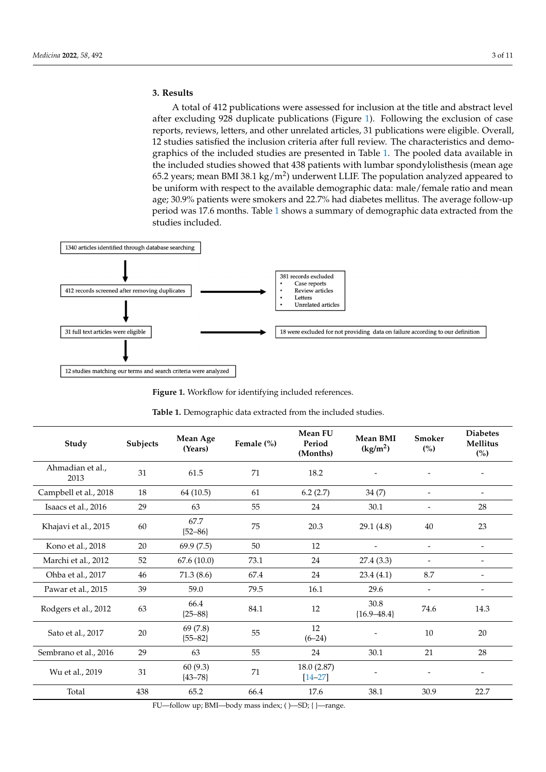## 3. Results

A total of 412 publications were assessed for inclusion at the title and abstract level after excluding 928 duplicate publications (Figure 1). Following the exclusion of case reports, reviews, letters, and other unrelated articles, 31 publications were eligible. Overall, 12 studies satisfied the inclusion criteria after full review. The characteristics and demographics of the included studies are presented in Table 1. The pooled data available in the included studies showed that 438 patients with lumbar spondylolisthesis (mean age 65.2 years; mean BMI 38.1 kg/m$^2$) underwent LLIF. The population analyzed appeared to be uniform with respect to the available demographic data: male/female ratio and mean age; 30.9% patients were smokers and 22.7% had diabetes mellitus. The average follow-up period was 17.6 months. Table 1 shows a summary of demographic data extracted from the studies included.

1340 articles identified through database searching

412 records screened after removing duplicates → 381 records excluded
- Case reports
- Review articles
- Letters
- Unrelated articles

31 full text articles were eligible → 18 were excluded for not providing data on failure according to our definition

12 studies matching our terms and search criteria were analyzed

**Figure 1.** Workflow for identifying included references.

**Table 1.** Demographic data extracted from the included studies.

| Study | Subjects | Mean Age (Years) | Female (%) | Mean FU Period (Months) | Mean BMI (kg/m$^2$) | Smoker (%) | Diabetes Mellitus (%) |
|---|---|---|---|---|---|---|---|
| Ahmadian et al., 2013 | 31 | 61.5 | 71 | 18.2 | - | - | - |
| Campbell et al., 2018 | 18 | 64 (10.5) | 61 | 6.2 (2.7) | 34 (7) | - | - |
| Isaacs et al., 2016 | 29 | 63 | 55 | 24 | 30.1 | - | 28 |
| Khajavi et al., 2015 | 60 | 67.7 {52–86} | 75 | 20.3 | 29.1 (4.8) | 40 | 23 |
| Kono et al., 2018 | 20 | 69.9 (7.5) | 50 | 12 | - | - | - |
| Marchi et al., 2012 | 52 | 67.6 (10.0) | 73.1 | 24 | 27.4 (3.3) | - | - |
| Ohba et al., 2017 | 46 | 71.3 (8.6) | 67.4 | 24 | 23.4 (4.1) | 8.7 | - |
| Pawar et al., 2015 | 39 | 59.0 | 79.5 | 16.1 | 29.6 | - | - |
| Rodgers et al., 2012 | 63 | 66.4 {25–88} | 84.1 | 12 | 30.8 {16.9–48.4} | 74.6 | 14.3 |
| Sato et al., 2017 | 20 | 69 (7.8) {55–82} | 55 | 12 (6–24) | - | 10 | 20 |
| Sembrano et al., 2016 | 29 | 63 | 55 | 24 | 30.1 | 21 | 28 |
| Wu et al., 2019 | 31 | 60 (9.3) {43–78} | 71 | 18.0 (2.87) [14–27] | - | - | - |
| Total | 438 | 65.2 | 66.4 | 17.6 | 38.1 | 30.9 | 22.7 |

FU—follow up; BMI—body mass index; ( )—SD; { }—range.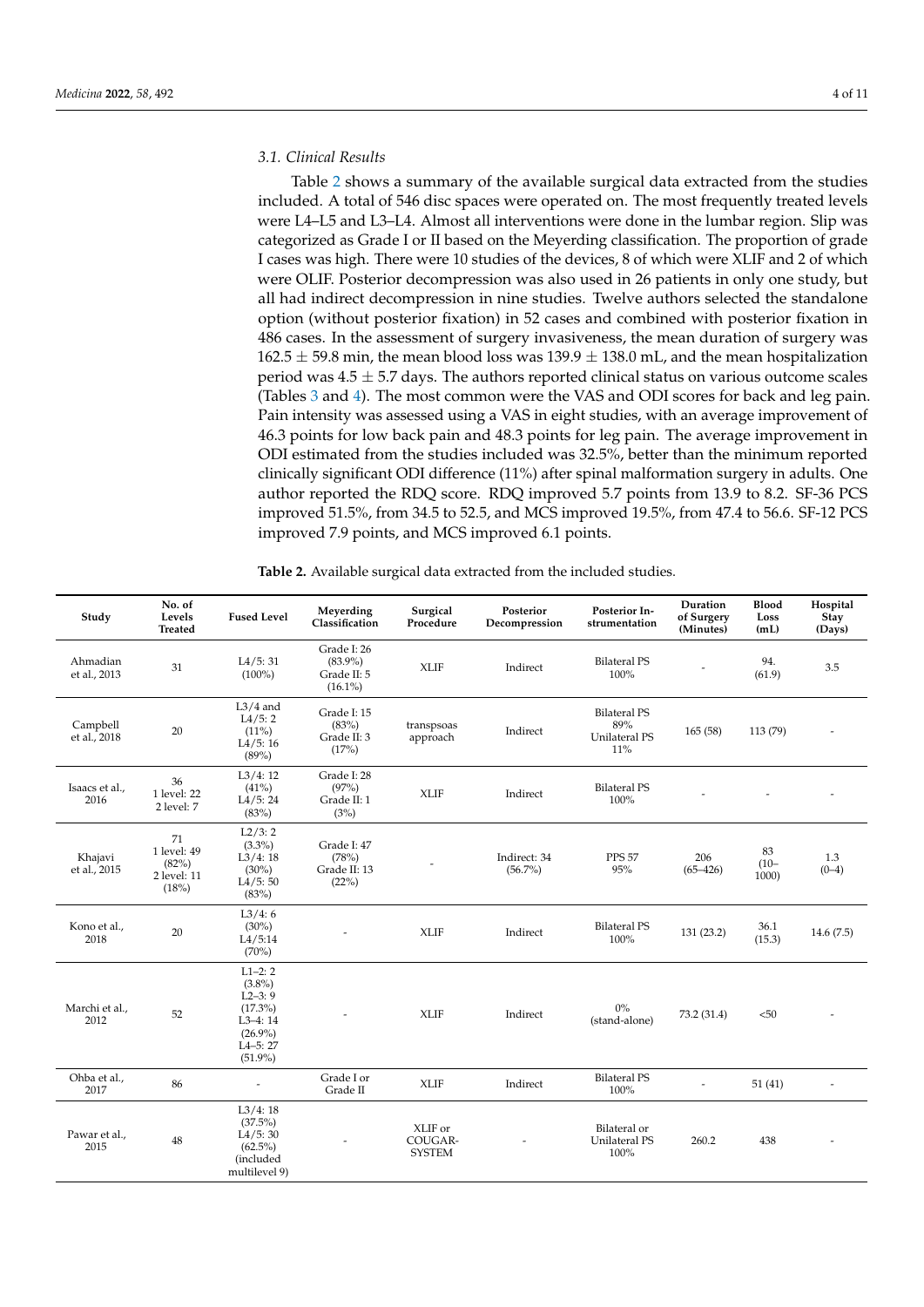### 3.1. Clinical Results

Table 2 shows a summary of the available surgical data extracted from the studies included. A total of 546 disc spaces were operated on. The most frequently treated levels were L4–L5 and L3–L4. Almost all interventions were done in the lumbar region. Slip was categorized as Grade I or II based on the Meyerding classification. The proportion of grade I cases was high. There were 10 studies of the devices, 8 of which were XLIF and 2 of which were OLIF. Posterior decompression was also used in 26 patients in only one study, but all had indirect decompression in nine studies. Twelve authors selected the standalone option (without posterior fixation) in 52 cases and combined with posterior fixation in 486 cases. In the assessment of surgery invasiveness, the mean duration of surgery was $162.5 \pm 59.8$ min, the mean blood loss was $139.9 \pm 138.0$ mL, and the mean hospitalization period was $4.5 \pm 5.7$ days. The authors reported clinical status on various outcome scales (Tables 3 and 4). The most common were the VAS and ODI scores for back and leg pain. Pain intensity was assessed using a VAS in eight studies, with an average improvement of 46.3 points for low back pain and 48.3 points for leg pain. The average improvement in ODI estimated from the studies included was 32.5%, better than the minimum reported clinically significant ODI difference (11%) after spinal malformation surgery in adults. One author reported the RDQ score. RDQ improved 5.7 points from 13.9 to 8.2. SF-36 PCS improved 51.5%, from 34.5 to 52.5, and MCS improved 19.5%, from 47.4 to 56.6. SF-12 PCS improved 7.9 points, and MCS improved 6.1 points.

**Table 2.** Available surgical data extracted from the included studies.

| Study | No. of Levels Treated | Fused Level | Meyerding Classification | Surgical Procedure | Posterior Decompression | Posterior Instrumentation | Duration of Surgery (Minutes) | Blood Loss (mL) | Hospital Stay (Days) |
|---|---|---|---|---|---|---|---|---|---|
| Ahmadian et al., 2013 | 31 | L4/5: 31 (100%) | Grade I: 26 (83.9%) Grade II: 5 (16.1%) | XLIF | Indirect | Bilateral PS 100% | - | 94. (61.9) | 3.5 |
| Campbell et al., 2018 | 20 | L3/4 and L4/5: 2 (11%) L4/5: 16 (89%) | Grade I: 15 (83%) Grade II: 3 (17%) | transpsoas approach | Indirect | Bilateral PS 89% Unilateral PS 11% | 165 (58) | 113 (79) | - |
| Isaacs et al., 2016 | 36 1 level: 22 2 level: 7 | L3/4: 12 (41%) L4/5: 24 (83%) | Grade I: 28 (97%) Grade II: 1 (3%) | XLIF | Indirect | Bilateral PS 100% | - | - | - |
| Khajavi et al., 2015 | 71 1 level: 49 (82%) 2 level: 11 (18%) | L2/3: 2 (3.3%) L3/4: 18 (30%) L4/5: 50 (83%) | Grade I: 47 (78%) Grade II: 13 (22%) | - | Indirect: 34 (56.7%) | PPS 57 95% | 206 (65–426) | 83 (10–1000) | 1.3 (0–4) |
| Kono et al., 2018 | 20 | L3/4: 6 (30%) L4/5:14 (70%) | - | XLIF | Indirect | Bilateral PS 100% | 131 (23.2) | 36.1 (15.3) | 14.6 (7.5) |
| Marchi et al., 2012 | 52 | L1–2: 2 (3.8%) L2–3: 9 (17.3%) L3–4: 14 (26.9%) L4–5: 27 (51.9%) | - | XLIF | Indirect | 0% (stand-alone) | 73.2 (31.4) | <50 | - |
| Ohba et al., 2017 | 86 | - | Grade I or Grade II | XLIF | Indirect | Bilateral PS 100% | - | 51 (41) | - |
| Pawar et al., 2015 | 48 | L3/4: 18 (37.5%) L4/5: 30 (62.5%) (included multilevel 9) | - | XLIF or COUGAR-SYSTEM | - | Bilateral or Unilateral PS 100% | 260.2 | 438 | - |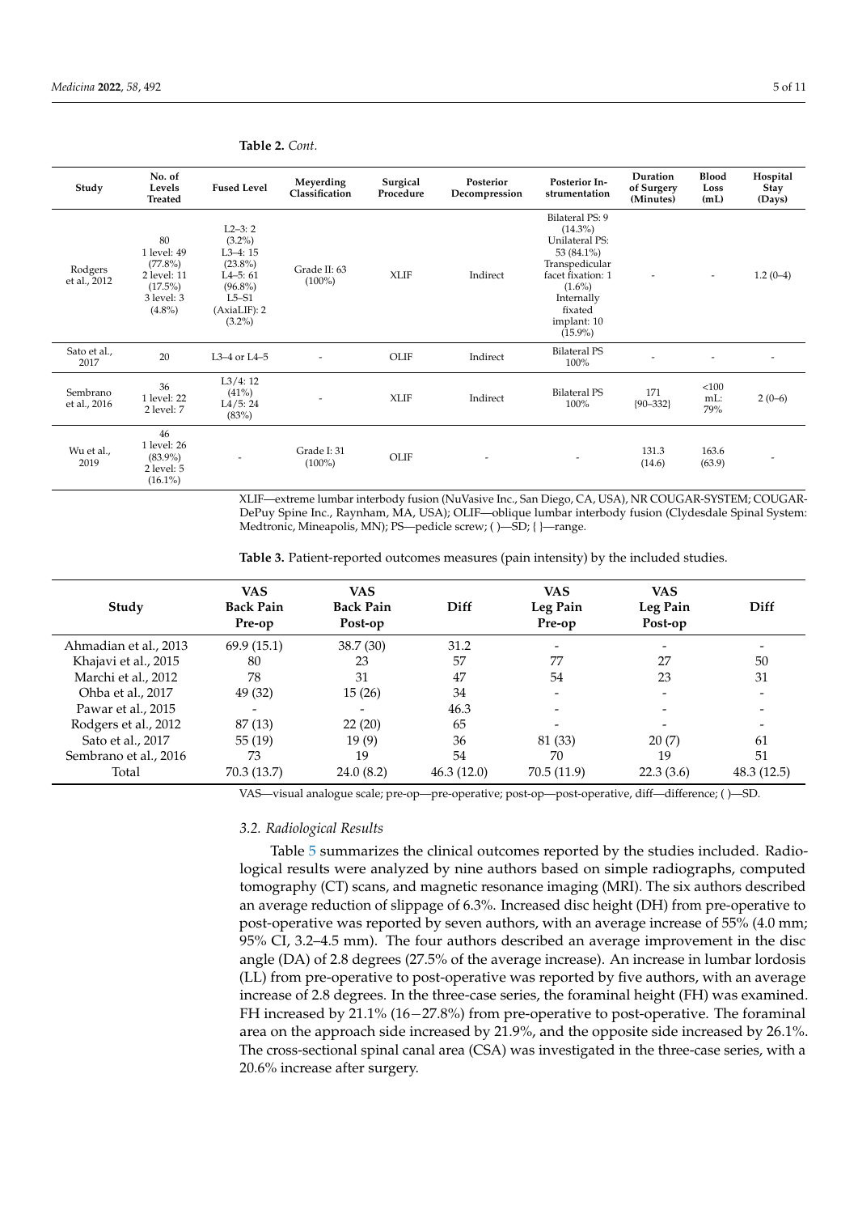**Table 2.** *Cont.*

| Study | No. of Levels Treated | Fused Level | Meyerding Classification | Surgical Procedure | Posterior Decompression | Posterior Instrumentation | Duration of Surgery (Minutes) | Blood Loss (mL) | Hospital Stay (Days) |
|---|---|---|---|---|---|---|---|---|---|
| Rodgers et al., 2012 | 80<br>1 level: 49 (77.8%)<br>2 level: 11 (17.5%)<br>3 level: 3 (4.8%) | L2–3: 2 (3.2%)<br>L3–4: 15 (23.8%)<br>L4–5: 61 (96.8%)<br>L5–S1 (AxiaLIF): 2 (3.2%) | Grade II: 63 (100%) | XLIF | Indirect | Bilateral PS: 9 (14.3%)<br>Unilateral PS: 53 (84.1%)<br>Transpedicular facet fixation: 1 (1.6%)<br>Internally fixated implant: 10 (15.9%) | - | - | 1.2 (0–4) |
| Sato et al., 2017 | 20 | L3–4 or L4–5 | - | OLIF | Indirect | Bilateral PS 100% | - | - | - |
| Sembrano et al., 2016 | 36<br>1 level: 22<br>2 level: 7 | L3/4: 12 (41%)<br>L4/5: 24 (83%) | - | XLIF | Indirect | Bilateral PS 100% | 171 {90–332} | <100 mL: 79% | 2 (0–6) |
| Wu et al., 2019 | 46<br>1 level: 26 (83.9%)<br>2 level: 5 (16.1%) | - | Grade I: 31 (100%) | OLIF | - | - | 131.3 (14.6) | 163.6 (63.9) | - |

XLIF—extreme lumbar interbody fusion (NuVasive Inc., San Diego, CA, USA), NR COUGAR-SYSTEM; COUGAR-DePuy Spine Inc., Raynham, MA, USA); OLIF—oblique lumbar interbody fusion (Clydesdale Spinal System: Medtronic, Mineapolis, MN); PS—pedicle screw; ( )—SD; { }—range.

**Table 3.** Patient-reported outcomes measures (pain intensity) by the included studies.

| Study | VAS Back Pain Pre-op | VAS Back Pain Post-op | Diff | VAS Leg Pain Pre-op | VAS Leg Pain Post-op | Diff |
|---|---|---|---|---|---|---|
| Ahmadian et al., 2013 | 69.9 (15.1) | 38.7 (30) | 31.2 | - | - | - |
| Khajavi et al., 2015 | 80 | 23 | 57 | 77 | 27 | 50 |
| Marchi et al., 2012 | 78 | 31 | 47 | 54 | 23 | 31 |
| Ohba et al., 2017 | 49 (32) | 15 (26) | 34 | - | - | - |
| Pawar et al., 2015 | - | - | 46.3 | - | - | - |
| Rodgers et al., 2012 | 87 (13) | 22 (20) | 65 | - | - | - |
| Sato et al., 2017 | 55 (19) | 19 (9) | 36 | 81 (33) | 20 (7) | 61 |
| Sembrano et al., 2016 | 73 | 19 | 54 | 70 | 19 | 51 |
| Total | 70.3 (13.7) | 24.0 (8.2) | 46.3 (12.0) | 70.5 (11.9) | 22.3 (3.6) | 48.3 (12.5) |

VAS—visual analogue scale; pre-op—pre-operative; post-op—post-operative, diff—difference; ( )—SD.

### 3.2. Radiological Results

Table 5 summarizes the clinical outcomes reported by the studies included. Radiological results were analyzed by nine authors based on simple radiographs, computed tomography (CT) scans, and magnetic resonance imaging (MRI). The six authors described an average reduction of slippage of 6.3%. Increased disc height (DH) from pre-operative to post-operative was reported by seven authors, with an average increase of 55% (4.0 mm; 95% CI, 3.2–4.5 mm). The four authors described an average improvement in the disc angle (DA) of 2.8 degrees (27.5% of the average increase). An increase in lumbar lordosis (LL) from pre-operative to post-operative was reported by five authors, with an average increase of 2.8 degrees. In the three-case series, the foraminal height (FH) was examined. FH increased by 21.1% (16−27.8%) from pre-operative to post-operative. The foraminal area on the approach side increased by 21.9%, and the opposite side increased by 26.1%. The cross-sectional spinal canal area (CSA) was investigated in the three-case series, with a 20.6% increase after surgery.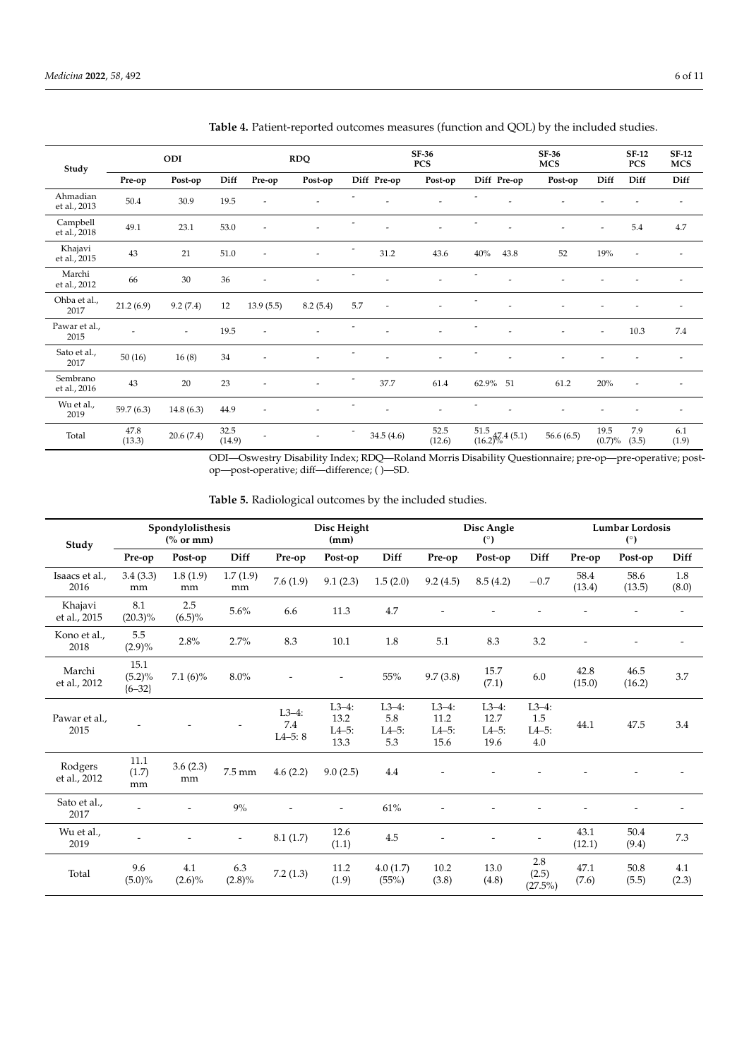**Table 4.** Patient-reported outcomes measures (function and QOL) by the included studies.

| Study | ODI | | | RDQ | | | SF-36 PCS | | | SF-36 MCS | | | SF-12 PCS | SF-12 MCS |
|---|---|---|---|---|---|---|---|---|---|---|---|---|---|---|
| | Pre-op | Post-op | Diff | Pre-op | Post-op | Diff | Pre-op | Post-op | Diff | Pre-op | Post-op | Diff | Diff | Diff |
| Ahmadian et al., 2013 | 50.4 | 30.9 | 19.5 | - | - | - | - | - | - | - | - | - | - | - |
| Campbell et al., 2018 | 49.1 | 23.1 | 53.0 | - | - | - | - | - | - | - | - | - | 5.4 | 4.7 |
| Khajavi et al., 2015 | 43 | 21 | 51.0 | - | - | - | 31.2 | 43.6 | 40% | 43.8 | 52 | 19% | - | - |
| Marchi et al., 2012 | 66 | 30 | 36 | - | - | - | - | - | - | - | - | - | - | - |
| Ohba et al., 2017 | 21.2 (6.9) | 9.2 (7.4) | 12 | 13.9 (5.5) | 8.2 (5.4) | 5.7 | - | - | - | - | - | - | - | - |
| Pawar et al., 2015 | - | - | 19.5 | - | - | - | - | - | - | - | - | - | 10.3 | 7.4 |
| Sato et al., 2017 | 50 (16) | 16 (8) | 34 | - | - | - | - | - | - | - | - | - | - | - |
| Sembrano et al., 2016 | 43 | 20 | 23 | - | - | - | 37.7 | 61.4 | 62.9% | 51 | 61.2 | 20% | - | - |
| Wu et al., 2019 | 59.7 (6.3) | 14.8 (6.3) | 44.9 | - | - | - | - | - | - | - | - | - | - | - |
| Total | 47.8 (13.3) | 20.6 (7.4) | 32.5 (14.9) | - | - | - | 34.5 (4.6) | 52.5 (12.6) | 51.5 (16.2)% | 47.4 (5.1) | 56.6 (6.5) | 19.5 (0.7)% | 7.9 (3.5) | 6.1 (1.9) |

ODI—Oswestry Disability Index; RDQ—Roland Morris Disability Questionnaire; pre-op—pre-operative; post-op—post-operative; diff—difference; ( )—SD.

**Table 5.** Radiological outcomes by the included studies.

| Study | Spondylolisthesis (% or mm) | | | Disc Height (mm) | | | Disc Angle (°) | | | Lumbar Lordosis (°) | | |
|---|---|---|---|---|---|---|---|---|---|---|---|---|
| | Pre-op | Post-op | Diff | Pre-op | Post-op | Diff | Pre-op | Post-op | Diff | Pre-op | Post-op | Diff |
| Isaacs et al., 2016 | 3.4 (3.3) mm | 1.8 (1.9) mm | 1.7 (1.9) mm | 7.6 (1.9) | 9.1 (2.3) | 1.5 (2.0) | 9.2 (4.5) | 8.5 (4.2) | −0.7 | 58.4 (13.4) | 58.6 (13.5) | 1.8 (8.0) |
| Khajavi et al., 2015 | 8.1 (20.3)% | 2.5 (6.5)% | 5.6% | 6.6 | 11.3 | 4.7 | - | - | - | - | - | - |
| Kono et al., 2018 | 5.5 (2.9)% | 2.8% | 2.7% | 8.3 | 10.1 | 1.8 | 5.1 | 8.3 | 3.2 | - | - | - |
| Marchi et al., 2012 | 15.1 (5.2)% {6–32} | 7.1 (6)% | 8.0% | - | - | 55% | 9.7 (3.8) | 15.7 (7.1) | 6.0 | 42.8 (15.0) | 46.5 (16.2) | 3.7 |
| Pawar et al., 2015 | - | - | - | L3–4: 7.4 L4–5: 8 | L3–4: 13.2 L4–5: 13.3 | L3–4: 5.8 L4–5: 5.3 | L3–4: 11.2 L4–5: 15.6 | L3–4: 12.7 L4–5: 19.6 | L3–4: 1.5 L4–5: 4.0 | 44.1 | 47.5 | 3.4 |
| Rodgers et al., 2012 | 11.1 (1.7) mm | 3.6 (2.3) mm | 7.5 mm | 4.6 (2.2) | 9.0 (2.5) | 4.4 | - | - | - | - | - | - |
| Sato et al., 2017 | - | - | 9% | - | - | 61% | - | - | - | - | - | - |
| Wu et al., 2019 | - | - | - | 8.1 (1.7) | 12.6 (1.1) | 4.5 | - | - | - | 43.1 (12.1) | 50.4 (9.4) | 7.3 |
| Total | 9.6 (5.0)% | 4.1 (2.6)% | 6.3 (2.8)% | 7.2 (1.3) | 11.2 (1.9) | 4.0 (1.7) (55%) | 10.2 (3.8) | 13.0 (4.8) | 2.8 (2.5) (27.5%) | 47.1 (7.6) | 50.8 (5.5) | 4.1 (2.3) |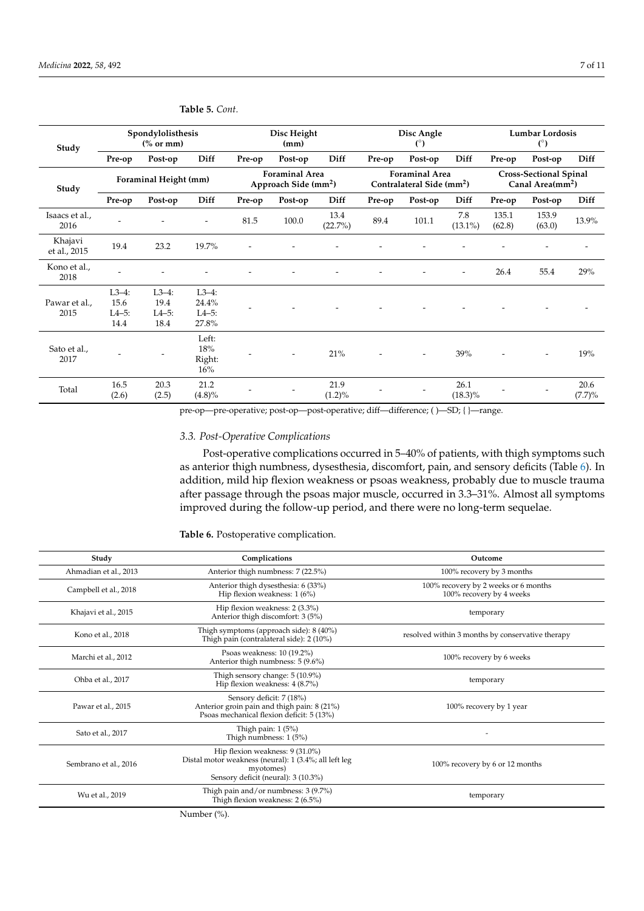**Table 5.** *Cont.*

| Study | Spondylolisthesis (% or mm) | | | Disc Height (mm) | | | Disc Angle (°) | | | Lumbar Lordosis (°) | | |
|---|---|---|---|---|---|---|---|---|---|---|---|---|
| | Pre-op | Post-op | Diff | Pre-op | Post-op | Diff | Pre-op | Post-op | Diff | Pre-op | Post-op | Diff |
| Study | Foraminal Height (mm) | | | Foraminal Area Approach Side (mm²) | | | Foraminal Area Contralateral Side (mm²) | | | Cross-Sectional Spinal Canal Area(mm²) | | |
| | Pre-op | Post-op | Diff | Pre-op | Post-op | Diff | Pre-op | Post-op | Diff | Pre-op | Post-op | Diff |
| Isaacs et al., 2016 | - | - | - | 81.5 | 100.0 | 13.4 (22.7%) | 89.4 | 101.1 | 7.8 (13.1%) | 135.1 (62.8) | 153.9 (63.0) | 13.9% |
| Khajavi et al., 2015 | 19.4 | 23.2 | 19.7% | - | - | - | - | - | - | - | - | - |
| Kono et al., 2018 | - | - | - | - | - | - | - | - | - | 26.4 | 55.4 | 29% |
| Pawar et al., 2015 | L3–4: 15.6 L4–5: 14.4 | L3–4: 19.4 L4–5: 18.4 | L3–4: 24.4% L4–5: 27.8% | - | - | - | - | - | - | - | - | - |
| Sato et al., 2017 | - | - | Left: 18% Right: 16% | - | - | 21% | - | - | 39% | - | - | 19% |
| Total | 16.5 (2.6) | 20.3 (2.5) | 21.2 (4.8)% | - | - | 21.9 (1.2)% | - | - | 26.1 (18.3)% | - | - | 20.6 (7.7)% |

pre-op—pre-operative; post-op—post-operative; diff—difference; ( )—SD; { }—range.

### 3.3. Post-Operative Complications

Post-operative complications occurred in 5–40% of patients, with thigh symptoms such as anterior thigh numbness, dysesthesia, discomfort, pain, and sensory deficits (Table 6). In addition, mild hip flexion weakness or psoas weakness, probably due to muscle trauma after passage through the psoas major muscle, occurred in 3.3–31%. Almost all symptoms improved during the follow-up period, and there were no long-term sequelae.

**Table 6.** Postoperative complication.

| Study | Complications | Outcome |
|---|---|---|
| Ahmadian et al., 2013 | Anterior thigh numbness: 7 (22.5%) | 100% recovery by 3 months |
| Campbell et al., 2018 | Anterior thigh dysesthesia: 6 (33%) Hip flexion weakness: 1 (6%) | 100% recovery by 2 weeks or 6 months 100% recovery by 4 weeks |
| Khajavi et al., 2015 | Hip flexion weakness: 2 (3.3%) Anterior thigh discomfort: 3 (5%) | temporary |
| Kono et al., 2018 | Thigh symptoms (approach side): 8 (40%) Thigh pain (contralateral side): 2 (10%) | resolved within 3 months by conservative therapy |
| Marchi et al., 2012 | Psoas weakness: 10 (19.2%) Anterior thigh numbness: 5 (9.6%) | 100% recovery by 6 weeks |
| Ohba et al., 2017 | Thigh sensory change: 5 (10.9%) Hip flexion weakness: 4 (8.7%) | temporary |
| Pawar et al., 2015 | Sensory deficit: 7 (18%) Anterior groin pain and thigh pain: 8 (21%) Psoas mechanical flexion deficit: 5 (13%) | 100% recovery by 1 year |
| Sato et al., 2017 | Thigh pain: 1 (5%) Thigh numbness: 1 (5%) | - |
| Sembrano et al., 2016 | Hip flexion weakness: 9 (31.0%) Distal motor weakness (neural): 1 (3.4%; all left leg myotomes) Sensory deficit (neural): 3 (10.3%) | 100% recovery by 6 or 12 months |
| Wu et al., 2019 | Thigh pain and/or numbness: 3 (9.7%) Thigh flexion weakness: 2 (6.5%) | temporary |

Number (%).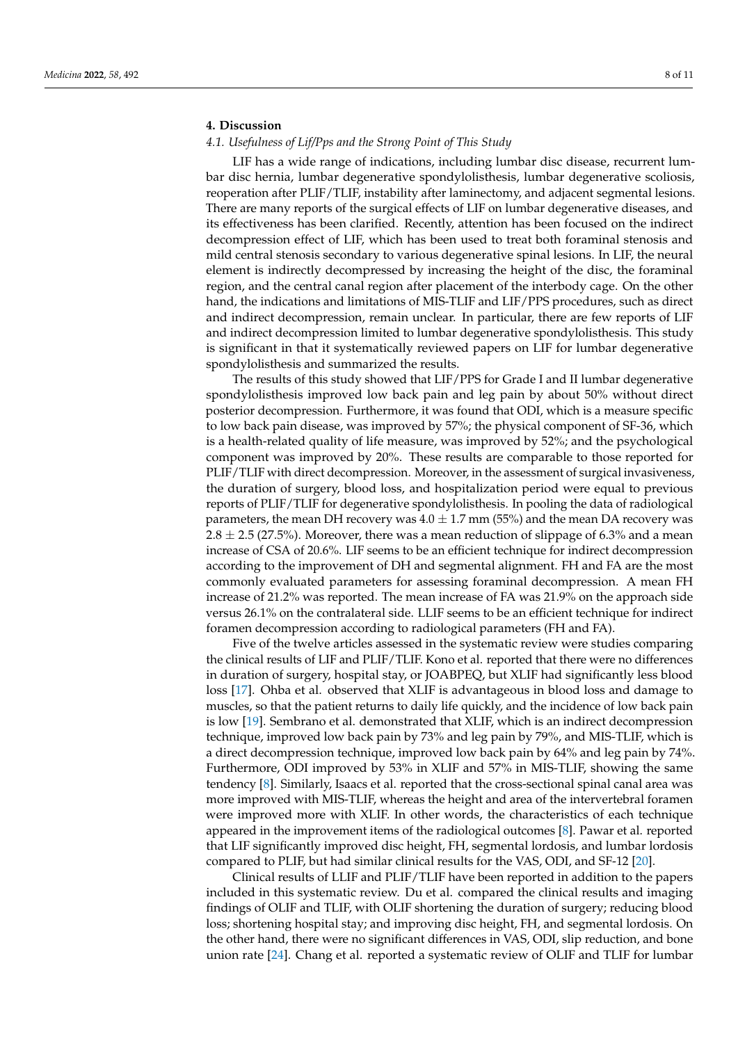## 4. Discussion

### 4.1. Usefulness of Lif/Pps and the Strong Point of This Study

LIF has a wide range of indications, including lumbar disc disease, recurrent lumbar disc hernia, lumbar degenerative spondylolisthesis, lumbar degenerative scoliosis, reoperation after PLIF/TLIF, instability after laminectomy, and adjacent segmental lesions. There are many reports of the surgical effects of LIF on lumbar degenerative diseases, and its effectiveness has been clarified. Recently, attention has been focused on the indirect decompression effect of LIF, which has been used to treat both foraminal stenosis and mild central stenosis secondary to various degenerative spinal lesions. In LIF, the neural element is indirectly decompressed by increasing the height of the disc, the foraminal region, and the central canal region after placement of the interbody cage. On the other hand, the indications and limitations of MIS-TLIF and LIF/PPS procedures, such as direct and indirect decompression, remain unclear. In particular, there are few reports of LIF and indirect decompression limited to lumbar degenerative spondylolisthesis. This study is significant in that it systematically reviewed papers on LIF for lumbar degenerative spondylolisthesis and summarized the results.

The results of this study showed that LIF/PPS for Grade I and II lumbar degenerative spondylolisthesis improved low back pain and leg pain by about 50% without direct posterior decompression. Furthermore, it was found that ODI, which is a measure specific to low back pain disease, was improved by 57%; the physical component of SF-36, which is a health-related quality of life measure, was improved by 52%; and the psychological component was improved by 20%. These results are comparable to those reported for PLIF/TLIF with direct decompression. Moreover, in the assessment of surgical invasiveness, the duration of surgery, blood loss, and hospitalization period were equal to previous reports of PLIF/TLIF for degenerative spondylolisthesis. In pooling the data of radiological parameters, the mean DH recovery was $4.0 \pm 1.7$ mm (55%) and the mean DA recovery was $2.8 \pm 2.5$ (27.5%). Moreover, there was a mean reduction of slippage of 6.3% and a mean increase of CSA of 20.6%. LIF seems to be an efficient technique for indirect decompression according to the improvement of DH and segmental alignment. FH and FA are the most commonly evaluated parameters for assessing foraminal decompression. A mean FH increase of 21.2% was reported. The mean increase of FA was 21.9% on the approach side versus 26.1% on the contralateral side. LLIF seems to be an efficient technique for indirect foramen decompression according to radiological parameters (FH and FA).

Five of the twelve articles assessed in the systematic review were studies comparing the clinical results of LIF and PLIF/TLIF. Kono et al. reported that there were no differences in duration of surgery, hospital stay, or JOABPEQ, but XLIF had significantly less blood loss [17]. Ohba et al. observed that XLIF is advantageous in blood loss and damage to muscles, so that the patient returns to daily life quickly, and the incidence of low back pain is low [19]. Sembrano et al. demonstrated that XLIF, which is an indirect decompression technique, improved low back pain by 73% and leg pain by 79%, and MIS-TLIF, which is a direct decompression technique, improved low back pain by 64% and leg pain by 74%. Furthermore, ODI improved by 53% in XLIF and 57% in MIS-TLIF, showing the same tendency [8]. Similarly, Isaacs et al. reported that the cross-sectional spinal canal area was more improved with MIS-TLIF, whereas the height and area of the intervertebral foramen were improved more with XLIF. In other words, the characteristics of each technique appeared in the improvement items of the radiological outcomes [8]. Pawar et al. reported that LIF significantly improved disc height, FH, segmental lordosis, and lumbar lordosis compared to PLIF, but had similar clinical results for the VAS, ODI, and SF-12 [20].

Clinical results of LLIF and PLIF/TLIF have been reported in addition to the papers included in this systematic review. Du et al. compared the clinical results and imaging findings of OLIF and TLIF, with OLIF shortening the duration of surgery; reducing blood loss; shortening hospital stay; and improving disc height, FH, and segmental lordosis. On the other hand, there were no significant differences in VAS, ODI, slip reduction, and bone union rate [24]. Chang et al. reported a systematic review of OLIF and TLIF for lumbar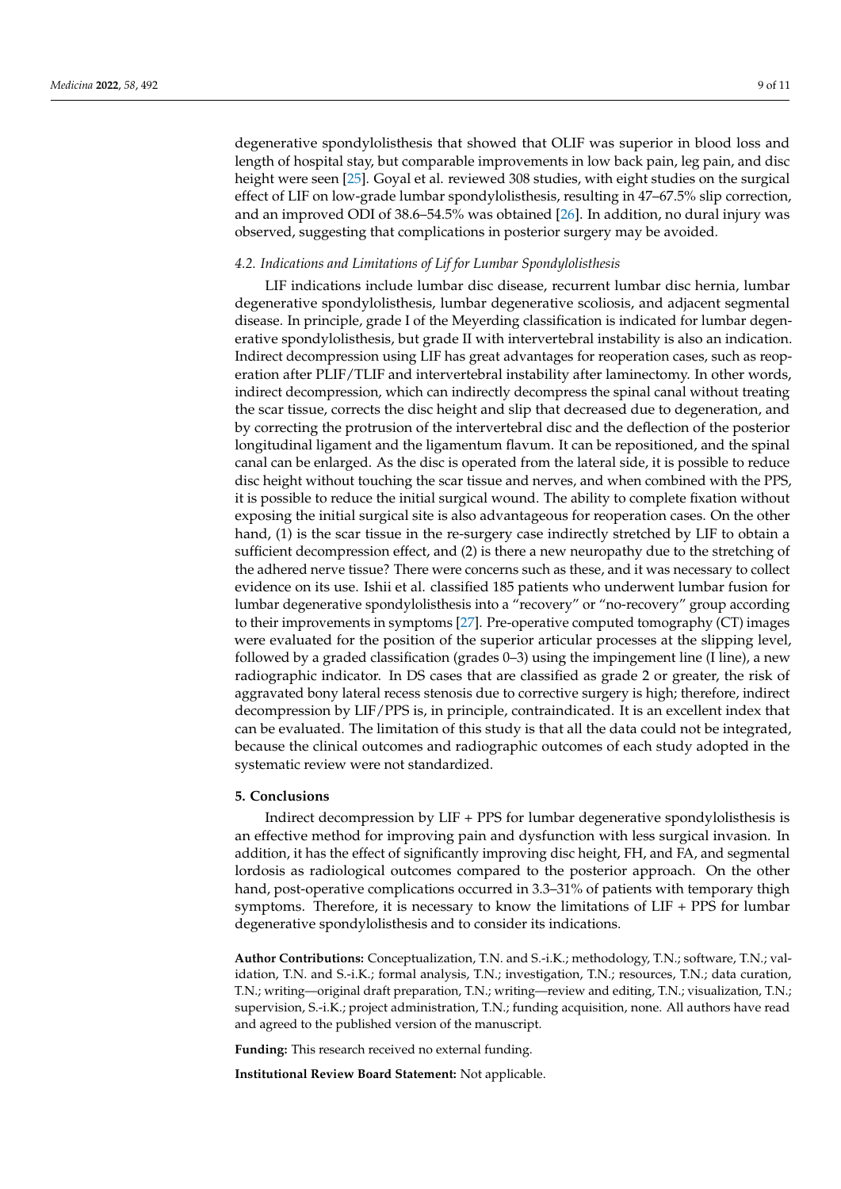degenerative spondylolisthesis that showed that OLIF was superior in blood loss and length of hospital stay, but comparable improvements in low back pain, leg pain, and disc height were seen [25]. Goyal et al. reviewed 308 studies, with eight studies on the surgical effect of LIF on low-grade lumbar spondylolisthesis, resulting in 47–67.5% slip correction, and an improved ODI of 38.6–54.5% was obtained [26]. In addition, no dural injury was observed, suggesting that complications in posterior surgery may be avoided.

### *4.2. Indications and Limitations of Lif for Lumbar Spondylolisthesis*

LIF indications include lumbar disc disease, recurrent lumbar disc hernia, lumbar degenerative spondylolisthesis, lumbar degenerative scoliosis, and adjacent segmental disease. In principle, grade I of the Meyerding classification is indicated for lumbar degenerative spondylolisthesis, but grade II with intervertebral instability is also an indication. Indirect decompression using LIF has great advantages for reoperation cases, such as reoperation after PLIF/TLIF and intervertebral instability after laminectomy. In other words, indirect decompression, which can indirectly decompress the spinal canal without treating the scar tissue, corrects the disc height and slip that decreased due to degeneration, and by correcting the protrusion of the intervertebral disc and the deflection of the posterior longitudinal ligament and the ligamentum flavum. It can be repositioned, and the spinal canal can be enlarged. As the disc is operated from the lateral side, it is possible to reduce disc height without touching the scar tissue and nerves, and when combined with the PPS, it is possible to reduce the initial surgical wound. The ability to complete fixation without exposing the initial surgical site is also advantageous for reoperation cases. On the other hand, (1) is the scar tissue in the re-surgery case indirectly stretched by LIF to obtain a sufficient decompression effect, and (2) is there a new neuropathy due to the stretching of the adhered nerve tissue? There were concerns such as these, and it was necessary to collect evidence on its use. Ishii et al. classified 185 patients who underwent lumbar fusion for lumbar degenerative spondylolisthesis into a "recovery" or "no-recovery" group according to their improvements in symptoms [27]. Pre-operative computed tomography (CT) images were evaluated for the position of the superior articular processes at the slipping level, followed by a graded classification (grades 0–3) using the impingement line (I line), a new radiographic indicator. In DS cases that are classified as grade 2 or greater, the risk of aggravated bony lateral recess stenosis due to corrective surgery is high; therefore, indirect decompression by LIF/PPS is, in principle, contraindicated. It is an excellent index that can be evaluated. The limitation of this study is that all the data could not be integrated, because the clinical outcomes and radiographic outcomes of each study adopted in the systematic review were not standardized.

## 5. Conclusions

Indirect decompression by LIF + PPS for lumbar degenerative spondylolisthesis is an effective method for improving pain and dysfunction with less surgical invasion. In addition, it has the effect of significantly improving disc height, FH, and FA, and segmental lordosis as radiological outcomes compared to the posterior approach. On the other hand, post-operative complications occurred in 3.3–31% of patients with temporary thigh symptoms. Therefore, it is necessary to know the limitations of LIF + PPS for lumbar degenerative spondylolisthesis and to consider its indications.

**Author Contributions:** Conceptualization, T.N. and S.-i.K.; methodology, T.N.; software, T.N.; validation, T.N. and S.-i.K.; formal analysis, T.N.; investigation, T.N.; resources, T.N.; data curation, T.N.; writing—original draft preparation, T.N.; writing—review and editing, T.N.; visualization, T.N.; supervision, S.-i.K.; project administration, T.N.; funding acquisition, none. All authors have read and agreed to the published version of the manuscript.

**Funding:** This research received no external funding.

**Institutional Review Board Statement:** Not applicable.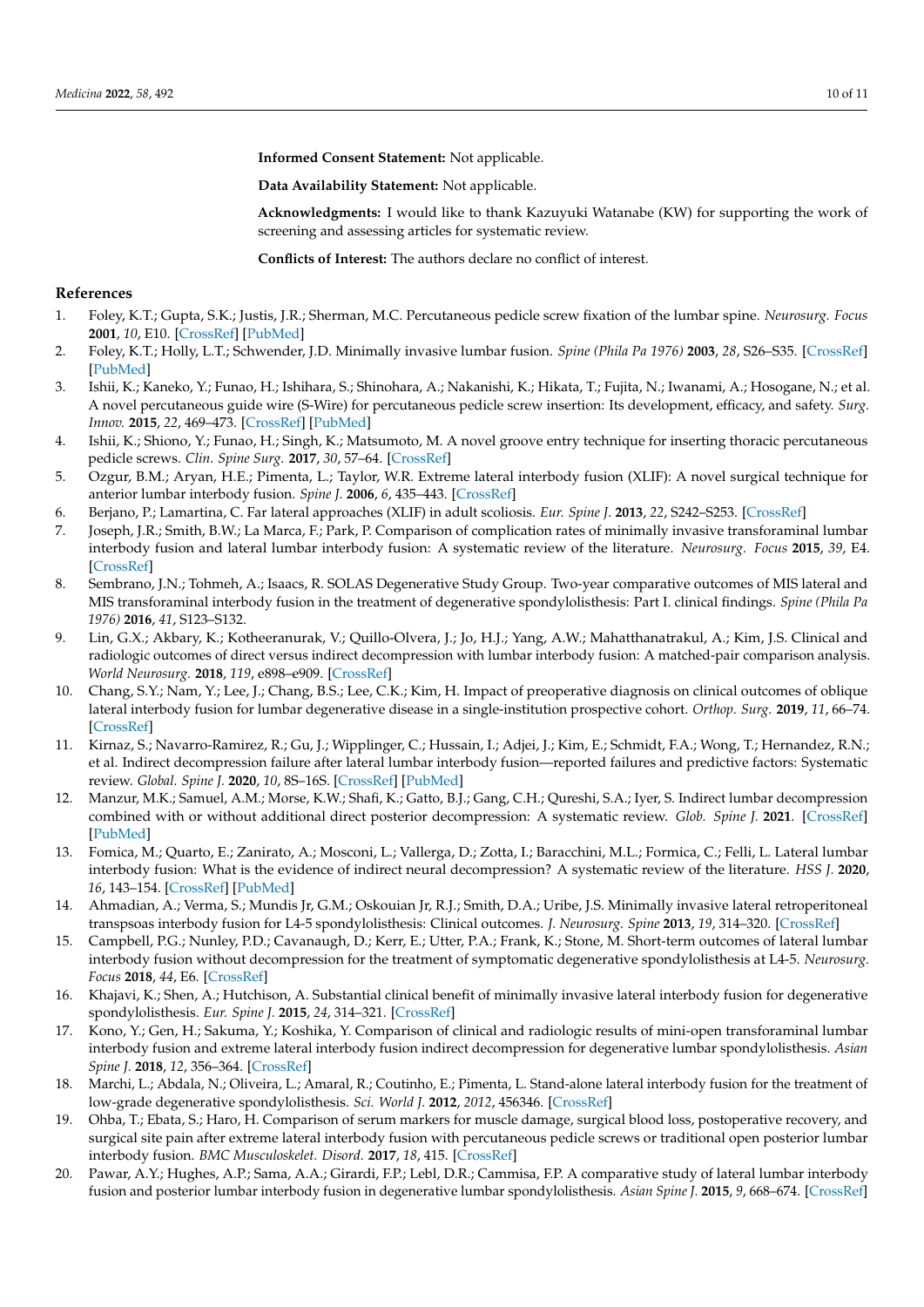**Informed Consent Statement:** Not applicable.

**Data Availability Statement:** Not applicable.

**Acknowledgments:** I would like to thank Kazuyuki Watanabe (KW) for supporting the work of screening and assessing articles for systematic review.

**Conflicts of Interest:** The authors declare no conflict of interest.

## References

1. Foley, K.T.; Gupta, S.K.; Justis, J.R.; Sherman, M.C. Percutaneous pedicle screw fixation of the lumbar spine. *Neurosurg. Focus* **2001**, *10*, E10. [CrossRef] [PubMed]
2. Foley, K.T.; Holly, L.T.; Schwender, J.D. Minimally invasive lumbar fusion. *Spine (Phila Pa 1976)* **2003**, *28*, S26–S35. [CrossRef] [PubMed]
3. Ishii, K.; Kaneko, Y.; Funao, H.; Ishihara, S.; Shinohara, A.; Nakanishi, K.; Hikata, T.; Fujita, N.; Iwanami, A.; Hosogane, N.; et al. A novel percutaneous guide wire (S-Wire) for percutaneous pedicle screw insertion: Its development, efficacy, and safety. *Surg. Innov.* **2015**, *22*, 469–473. [CrossRef] [PubMed]
4. Ishii, K.; Shiono, Y.; Funao, H.; Singh, K.; Matsumoto, M. A novel groove entry technique for inserting thoracic percutaneous pedicle screws. *Clin. Spine Surg.* **2017**, *30*, 57–64. [CrossRef]
5. Ozgur, B.M.; Aryan, H.E.; Pimenta, L.; Taylor, W.R. Extreme lateral interbody fusion (XLIF): A novel surgical technique for anterior lumbar interbody fusion. *Spine J.* **2006**, *6*, 435–443. [CrossRef]
6. Berjano, P.; Lamartina, C. Far lateral approaches (XLIF) in adult scoliosis. *Eur. Spine J.* **2013**, *22*, S242–S253. [CrossRef]
7. Joseph, J.R.; Smith, B.W.; La Marca, F.; Park, P. Comparison of complication rates of minimally invasive transforaminal lumbar interbody fusion and lateral lumbar interbody fusion: A systematic review of the literature. *Neurosurg. Focus* **2015**, *39*, E4. [CrossRef]
8. Sembrano, J.N.; Tohmeh, A.; Isaacs, R. SOLAS Degenerative Study Group. Two-year comparative outcomes of MIS lateral and MIS transforaminal interbody fusion in the treatment of degenerative spondylolisthesis: Part I. clinical findings. *Spine (Phila Pa 1976)* **2016**, *41*, S123–S132.
9. Lin, G.X.; Akbary, K.; Kotheeranurak, V.; Quillo-Olvera, J.; Jo, H.J.; Yang, A.W.; Mahatthanatrakul, A.; Kim, J.S. Clinical and radiologic outcomes of direct versus indirect decompression with lumbar interbody fusion: A matched-pair comparison analysis. *World Neurosurg.* **2018**, *119*, e898–e909. [CrossRef]
10. Chang, S.Y.; Nam, Y.; Lee, J.; Chang, B.S.; Lee, C.K.; Kim, H. Impact of preoperative diagnosis on clinical outcomes of oblique lateral interbody fusion for lumbar degenerative disease in a single-institution prospective cohort. *Orthop. Surg.* **2019**, *11*, 66–74. [CrossRef]
11. Kirnaz, S.; Navarro-Ramirez, R.; Gu, J.; Wipplinger, C.; Hussain, I.; Adjei, J.; Kim, E.; Schmidt, F.A.; Wong, T.; Hernandez, R.N.; et al. Indirect decompression failure after lateral lumbar interbody fusion—reported failures and predictive factors: Systematic review. *Global. Spine J.* **2020**, *10*, 8S–16S. [CrossRef] [PubMed]
12. Manzur, M.K.; Samuel, A.M.; Morse, K.W.; Shafi, K.; Gatto, B.J.; Gang, C.H.; Qureshi, S.A.; Iyer, S. Indirect lumbar decompression combined with or without additional direct posterior decompression: A systematic review. *Glob. Spine J.* **2021**. [CrossRef] [PubMed]
13. Fomica, M.; Quarto, E.; Zanirato, A.; Mosconi, L.; Vallerga, D.; Zotta, I.; Baracchini, M.L.; Formica, C.; Felli, L. Lateral lumbar interbody fusion: What is the evidence of indirect neural decompression? A systematic review of the literature. *HSS J.* **2020**, *16*, 143–154. [CrossRef] [PubMed]
14. Ahmadian, A.; Verma, S.; Mundis Jr, G.M.; Oskouian Jr, R.J.; Smith, D.A.; Uribe, J.S. Minimally invasive lateral retroperitoneal transpsoas interbody fusion for L4-5 spondylolisthesis: Clinical outcomes. *J. Neurosurg. Spine* **2013**, *19*, 314–320. [CrossRef]
15. Campbell, P.G.; Nunley, P.D.; Cavanaugh, D.; Kerr, E.; Utter, P.A.; Frank, K.; Stone, M. Short-term outcomes of lateral lumbar interbody fusion without decompression for the treatment of symptomatic degenerative spondylolisthesis at L4-5. *Neurosurg. Focus* **2018**, *44*, E6. [CrossRef]
16. Khajavi, K.; Shen, A.; Hutchison, A. Substantial clinical benefit of minimally invasive lateral interbody fusion for degenerative spondylolisthesis. *Eur. Spine J.* **2015**, *24*, 314–321. [CrossRef]
17. Kono, Y.; Gen, H.; Sakuma, Y.; Koshika, Y. Comparison of clinical and radiologic results of mini-open transforaminal lumbar interbody fusion and extreme lateral interbody fusion indirect decompression for degenerative lumbar spondylolisthesis. *Asian Spine J.* **2018**, *12*, 356–364. [CrossRef]
18. Marchi, L.; Abdala, N.; Oliveira, L.; Amaral, R.; Coutinho, E.; Pimenta, L. Stand-alone lateral interbody fusion for the treatment of low-grade degenerative spondylolisthesis. *Sci. World J.* **2012**, *2012*, 456346. [CrossRef]
19. Ohba, T.; Ebata, S.; Haro, H. Comparison of serum markers for muscle damage, surgical blood loss, postoperative recovery, and surgical site pain after extreme lateral interbody fusion with percutaneous pedicle screws or traditional open posterior lumbar interbody fusion. *BMC Musculoskelet. Disord.* **2017**, *18*, 415. [CrossRef]
20. Pawar, A.Y.; Hughes, A.P.; Sama, A.A.; Girardi, F.P.; Lebl, D.R.; Cammisa, F.P. A comparative study of lateral lumbar interbody fusion and posterior lumbar interbody fusion in degenerative lumbar spondylolisthesis. *Asian Spine J.* **2015**, *9*, 668–674. [CrossRef]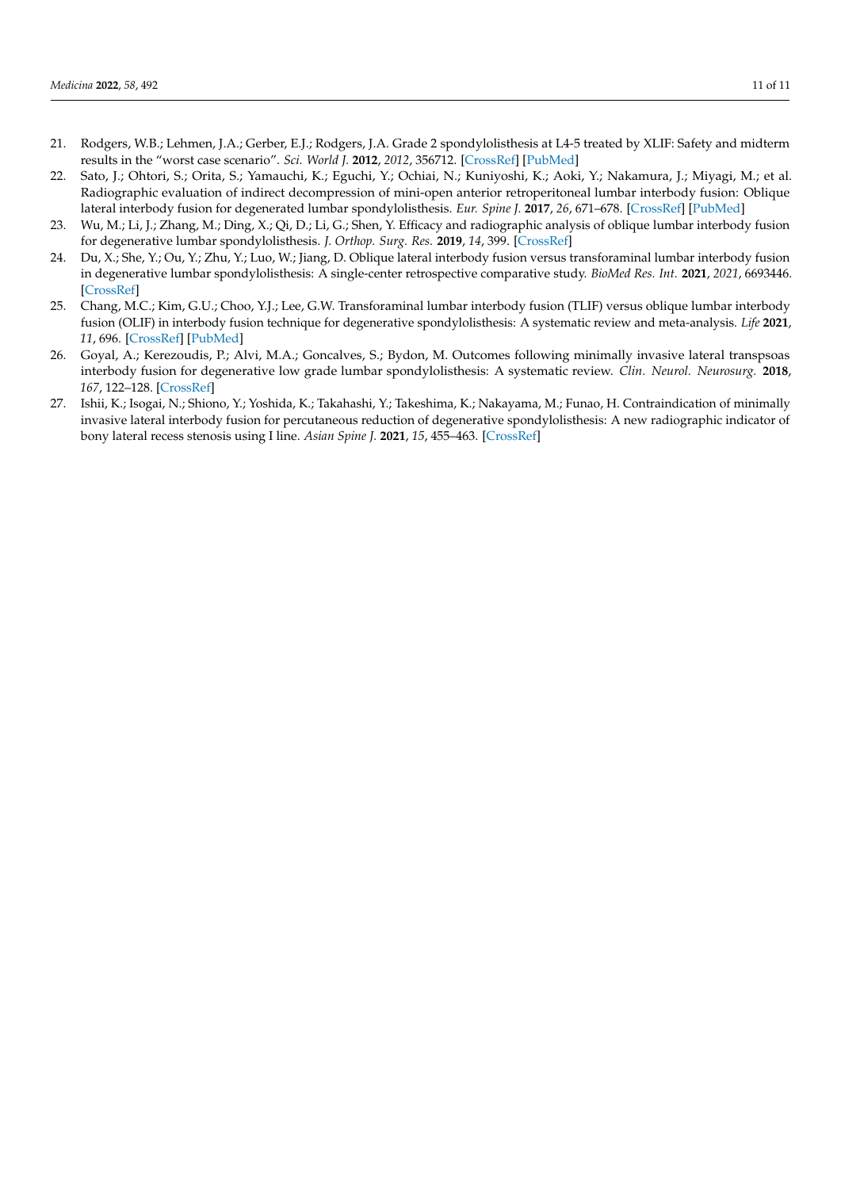21. Rodgers, W.B.; Lehmen, J.A.; Gerber, E.J.; Rodgers, J.A. Grade 2 spondylolisthesis at L4-5 treated by XLIF: Safety and midterm results in the "worst case scenario". *Sci. World J.* **2012**, *2012*, 356712. [CrossRef] [PubMed]
22. Sato, J.; Ohtori, S.; Orita, S.; Yamauchi, K.; Eguchi, Y.; Ochiai, N.; Kuniyoshi, K.; Aoki, Y.; Nakamura, J.; Miyagi, M.; et al. Radiographic evaluation of indirect decompression of mini-open anterior retroperitoneal lumbar interbody fusion: Oblique lateral interbody fusion for degenerated lumbar spondylolisthesis. *Eur. Spine J.* **2017**, *26*, 671–678. [CrossRef] [PubMed]
23. Wu, M.; Li, J.; Zhang, M.; Ding, X.; Qi, D.; Li, G.; Shen, Y. Efficacy and radiographic analysis of oblique lumbar interbody fusion for degenerative lumbar spondylolisthesis. *J. Orthop. Surg. Res.* **2019**, *14*, 399. [CrossRef]
24. Du, X.; She, Y.; Ou, Y.; Zhu, Y.; Luo, W.; Jiang, D. Oblique lateral interbody fusion versus transforaminal lumbar interbody fusion in degenerative lumbar spondylolisthesis: A single-center retrospective comparative study. *BioMed Res. Int.* **2021**, *2021*, 6693446. [CrossRef]
25. Chang, M.C.; Kim, G.U.; Choo, Y.J.; Lee, G.W. Transforaminal lumbar interbody fusion (TLIF) versus oblique lumbar interbody fusion (OLIF) in interbody fusion technique for degenerative spondylolisthesis: A systematic review and meta-analysis. *Life* **2021**, *11*, 696. [CrossRef] [PubMed]
26. Goyal, A.; Kerezoudis, P.; Alvi, M.A.; Goncalves, S.; Bydon, M. Outcomes following minimally invasive lateral transpsoas interbody fusion for degenerative low grade lumbar spondylolisthesis: A systematic review. *Clin. Neurol. Neurosurg.* **2018**, *167*, 122–128. [CrossRef]
27. Ishii, K.; Isogai, N.; Shiono, Y.; Yoshida, K.; Takahashi, Y.; Takeshima, K.; Nakayama, M.; Funao, H. Contraindication of minimally invasive lateral interbody fusion for percutaneous reduction of degenerative spondylolisthesis: A new radiographic indicator of bony lateral recess stenosis using I line. *Asian Spine J.* **2021**, *15*, 455–463. [CrossRef]